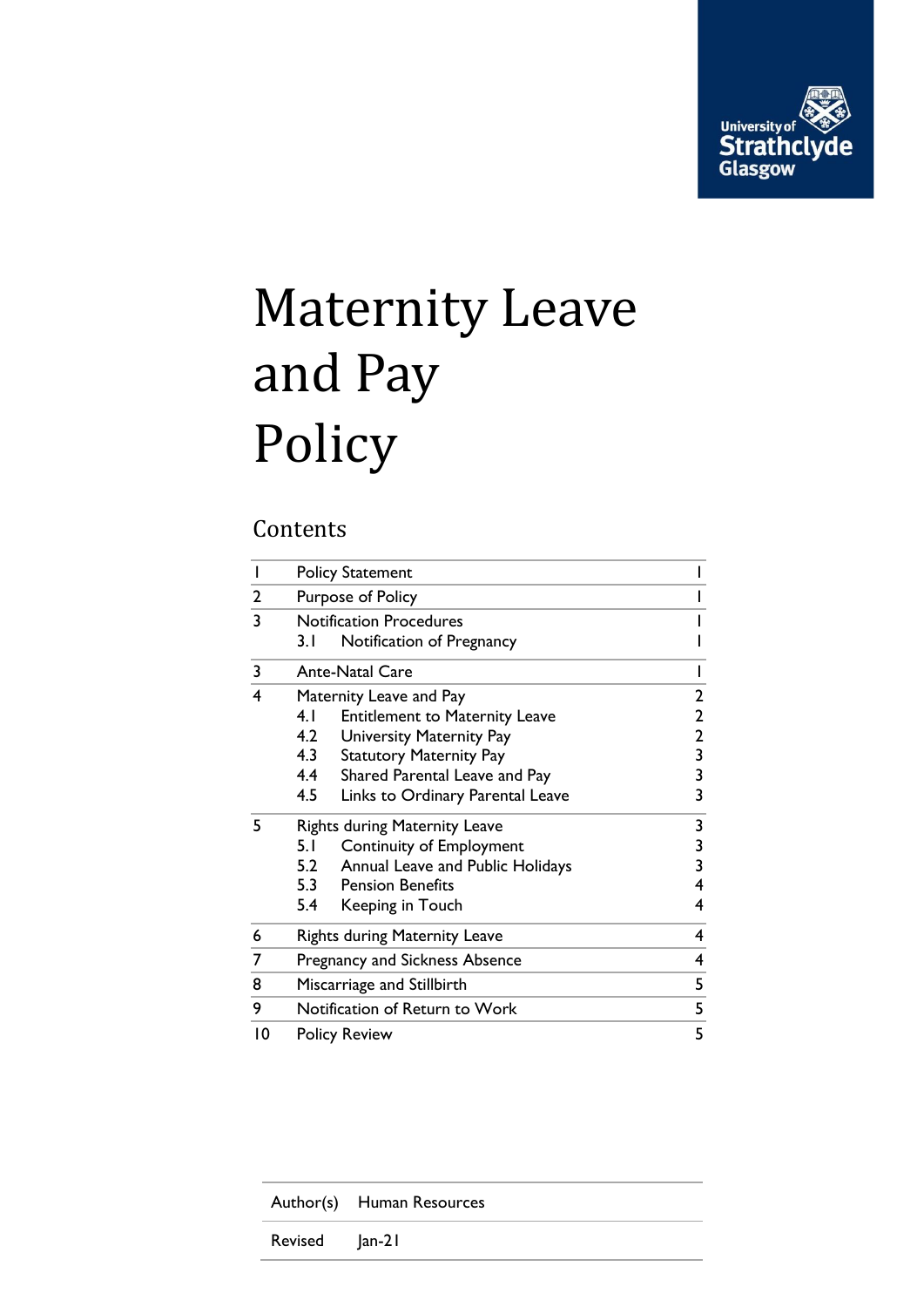University of Strathclyde Glasgow

# Maternity Leave and Pay Policy

## Contents

| | | |
|---|---|---|
| 1 | Policy Statement | 1 |
| 2 | Purpose of Policy | 1 |
| 3 | Notification Procedures | 1 |
| | 3.1 Notification of Pregnancy | 1 |
| 3 | Ante-Natal Care | 1 |
| 4 | Maternity Leave and Pay | 2 |
| | 4.1 Entitlement to Maternity Leave | 2 |
| | 4.2 University Maternity Pay | 2 |
| | 4.3 Statutory Maternity Pay | 3 |
| | 4.4 Shared Parental Leave and Pay | 3 |
| | 4.5 Links to Ordinary Parental Leave | 3 |
| 5 | Rights during Maternity Leave | 3 |
| | 5.1 Continuity of Employment | 3 |
| | 5.2 Annual Leave and Public Holidays | 3 |
| | 5.3 Pension Benefits | 4 |
| | 5.4 Keeping in Touch | 4 |
| 6 | Rights during Maternity Leave | 4 |
| 7 | Pregnancy and Sickness Absence | 4 |
| 8 | Miscarriage and Stillbirth | 5 |
| 9 | Notification of Return to Work | 5 |
| 10 | Policy Review | 5 |

| | |
|---|---|
| Author(s) | Human Resources |
| Revised | Jan-21 |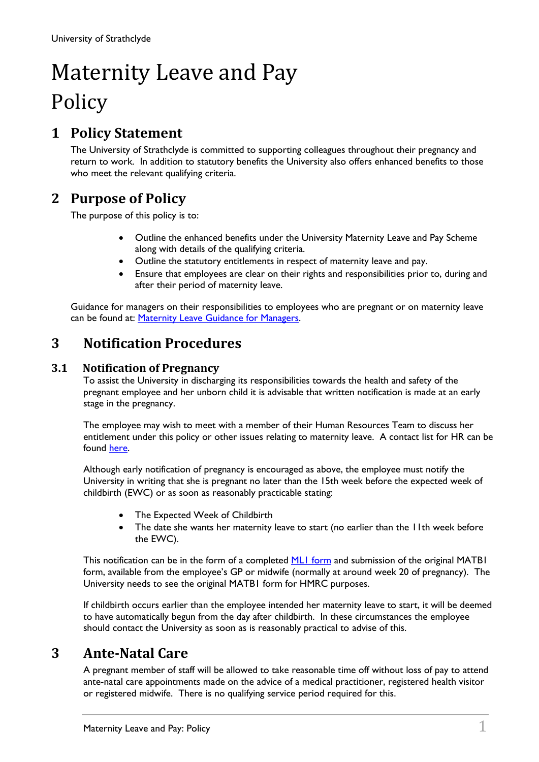# Maternity Leave and Pay Policy

## 1 Policy Statement

The University of Strathclyde is committed to supporting colleagues throughout their pregnancy and return to work. In addition to statutory benefits the University also offers enhanced benefits to those who meet the relevant qualifying criteria.

## 2 Purpose of Policy

The purpose of this policy is to:

- Outline the enhanced benefits under the University Maternity Leave and Pay Scheme along with details of the qualifying criteria.
- Outline the statutory entitlements in respect of maternity leave and pay.
- Ensure that employees are clear on their rights and responsibilities prior to, during and after their period of maternity leave.

Guidance for managers on their responsibilities to employees who are pregnant or on maternity leave can be found at: [Maternity Leave Guidance for Managers](#).

## 3 Notification Procedures

### 3.1 Notification of Pregnancy

To assist the University in discharging its responsibilities towards the health and safety of the pregnant employee and her unborn child it is advisable that written notification is made at an early stage in the pregnancy.

The employee may wish to meet with a member of their Human Resources Team to discuss her entitlement under this policy or other issues relating to maternity leave. A contact list for HR can be found [here](#).

Although early notification of pregnancy is encouraged as above, the employee must notify the University in writing that she is pregnant no later than the 15th week before the expected week of childbirth (EWC) or as soon as reasonably practicable stating:

- The Expected Week of Childbirth
- The date she wants her maternity leave to start (no earlier than the 11th week before the EWC).

This notification can be in the form of a completed [ML1 form](#) and submission of the original MATB1 form, available from the employee's GP or midwife (normally at around week 20 of pregnancy). The University needs to see the original MATB1 form for HMRC purposes.

If childbirth occurs earlier than the employee intended her maternity leave to start, it will be deemed to have automatically begun from the day after childbirth. In these circumstances the employee should contact the University as soon as is reasonably practical to advise of this.

## 3 Ante-Natal Care

A pregnant member of staff will be allowed to take reasonable time off without loss of pay to attend ante-natal care appointments made on the advice of a medical practitioner, registered health visitor or registered midwife. There is no qualifying service period required for this.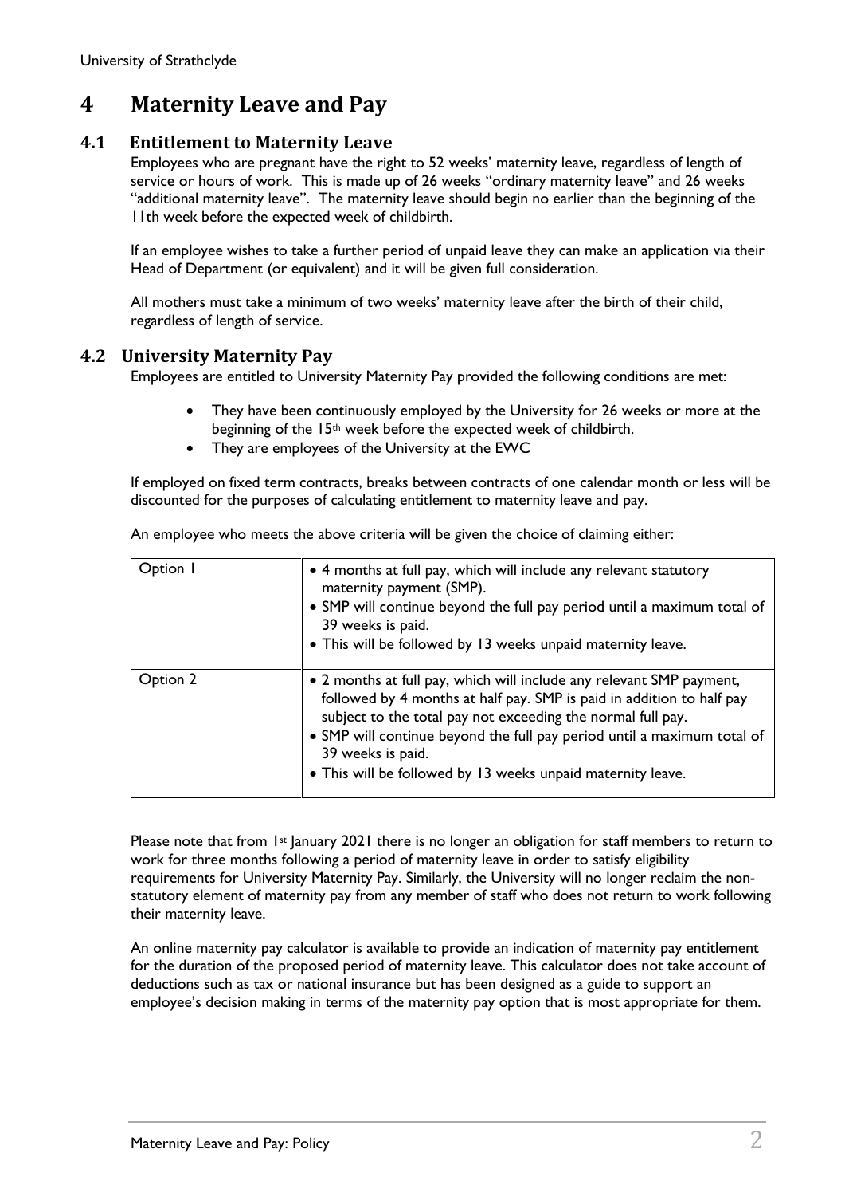# 4 Maternity Leave and Pay

## 4.1 Entitlement to Maternity Leave

Employees who are pregnant have the right to 52 weeks' maternity leave, regardless of length of service or hours of work. This is made up of 26 weeks "ordinary maternity leave" and 26 weeks "additional maternity leave". The maternity leave should begin no earlier than the beginning of the 11th week before the expected week of childbirth.

If an employee wishes to take a further period of unpaid leave they can make an application via their Head of Department (or equivalent) and it will be given full consideration.

All mothers must take a minimum of two weeks' maternity leave after the birth of their child, regardless of length of service.

## 4.2 University Maternity Pay

Employees are entitled to University Maternity Pay provided the following conditions are met:

- They have been continuously employed by the University for 26 weeks or more at the beginning of the 15th week before the expected week of childbirth.
- They are employees of the University at the EWC

If employed on fixed term contracts, breaks between contracts of one calendar month or less will be discounted for the purposes of calculating entitlement to maternity leave and pay.

An employee who meets the above criteria will be given the choice of claiming either:

| | |
|---|---|
| Option 1 | • 4 months at full pay, which will include any relevant statutory maternity payment (SMP).<br>• SMP will continue beyond the full pay period until a maximum total of 39 weeks is paid.<br>• This will be followed by 13 weeks unpaid maternity leave. |
| Option 2 | • 2 months at full pay, which will include any relevant SMP payment, followed by 4 months at half pay. SMP is paid in addition to half pay subject to the total pay not exceeding the normal full pay.<br>• SMP will continue beyond the full pay period until a maximum total of 39 weeks is paid.<br>• This will be followed by 13 weeks unpaid maternity leave. |

Please note that from 1st January 2021 there is no longer an obligation for staff members to return to work for three months following a period of maternity leave in order to satisfy eligibility requirements for University Maternity Pay. Similarly, the University will no longer reclaim the non-statutory element of maternity pay from any member of staff who does not return to work following their maternity leave.

An online maternity pay calculator is available to provide an indication of maternity pay entitlement for the duration of the proposed period of maternity leave. This calculator does not take account of deductions such as tax or national insurance but has been designed as a guide to support an employee's decision making in terms of the maternity pay option that is most appropriate for them.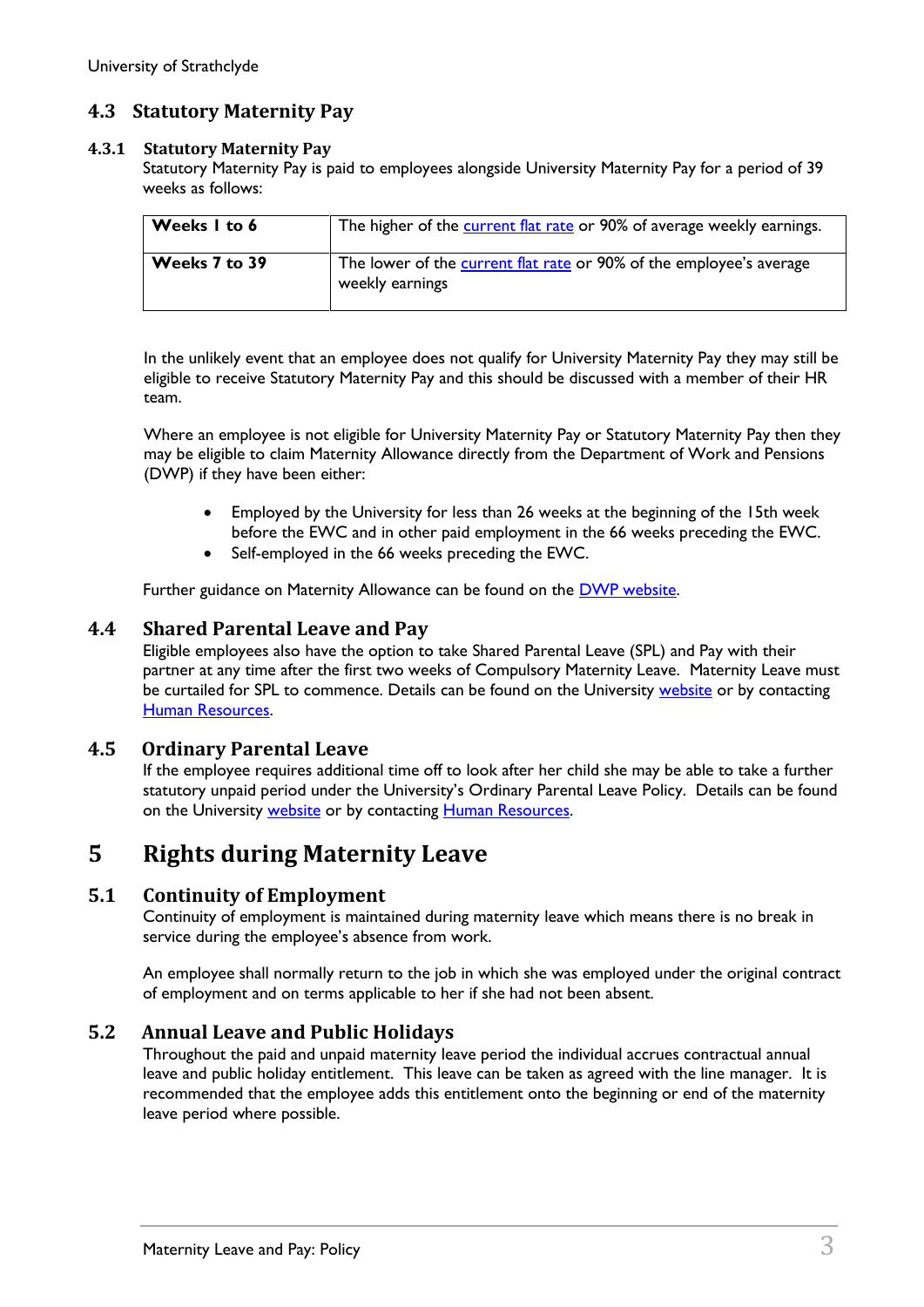## 4.3 Statutory Maternity Pay

### 4.3.1 Statutory Maternity Pay

Statutory Maternity Pay is paid to employees alongside University Maternity Pay for a period of 39 weeks as follows:

| Weeks 1 to 6 | The higher of the current flat rate or 90% of average weekly earnings. |
|---|---|
| **Weeks 7 to 39** | The lower of the current flat rate or 90% of the employee's average weekly earnings |

In the unlikely event that an employee does not qualify for University Maternity Pay they may still be eligible to receive Statutory Maternity Pay and this should be discussed with a member of their HR team.

Where an employee is not eligible for University Maternity Pay or Statutory Maternity Pay then they may be eligible to claim Maternity Allowance directly from the Department of Work and Pensions (DWP) if they have been either:

- Employed by the University for less than 26 weeks at the beginning of the 15th week before the EWC and in other paid employment in the 66 weeks preceding the EWC.
- Self-employed in the 66 weeks preceding the EWC.

Further guidance on Maternity Allowance can be found on the DWP website.

## 4.4 Shared Parental Leave and Pay

Eligible employees also have the option to take Shared Parental Leave (SPL) and Pay with their partner at any time after the first two weeks of Compulsory Maternity Leave. Maternity Leave must be curtailed for SPL to commence. Details can be found on the University website or by contacting Human Resources.

## 4.5 Ordinary Parental Leave

If the employee requires additional time off to look after her child she may be able to take a further statutory unpaid period under the University's Ordinary Parental Leave Policy. Details can be found on the University website or by contacting Human Resources.

# 5 Rights during Maternity Leave

## 5.1 Continuity of Employment

Continuity of employment is maintained during maternity leave which means there is no break in service during the employee's absence from work.

An employee shall normally return to the job in which she was employed under the original contract of employment and on terms applicable to her if she had not been absent.

## 5.2 Annual Leave and Public Holidays

Throughout the paid and unpaid maternity leave period the individual accrues contractual annual leave and public holiday entitlement. This leave can be taken as agreed with the line manager. It is recommended that the employee adds this entitlement onto the beginning or end of the maternity leave period where possible.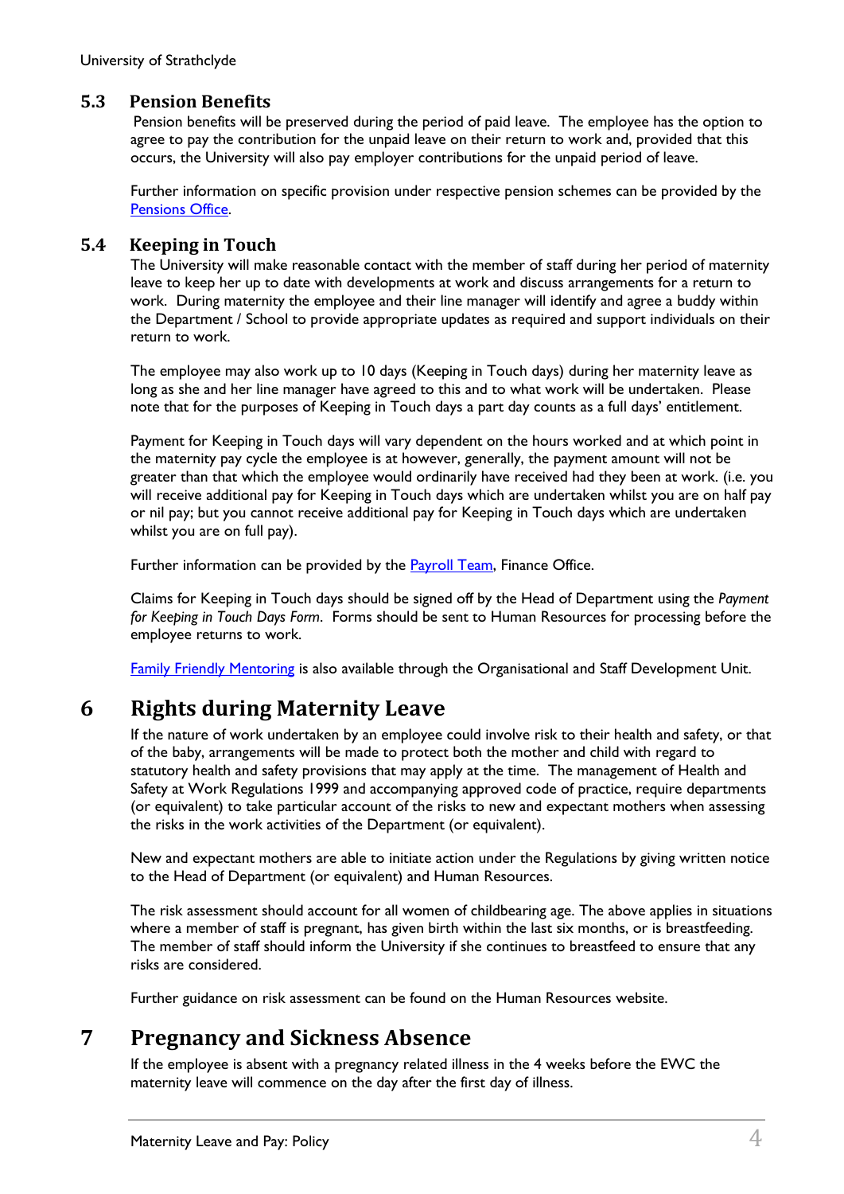### 5.3 Pension Benefits

Pension benefits will be preserved during the period of paid leave. The employee has the option to agree to pay the contribution for the unpaid leave on their return to work and, provided that this occurs, the University will also pay employer contributions for the unpaid period of leave.

Further information on specific provision under respective pension schemes can be provided by the Pensions Office.

### 5.4 Keeping in Touch

The University will make reasonable contact with the member of staff during her period of maternity leave to keep her up to date with developments at work and discuss arrangements for a return to work. During maternity the employee and their line manager will identify and agree a buddy within the Department / School to provide appropriate updates as required and support individuals on their return to work.

The employee may also work up to 10 days (Keeping in Touch days) during her maternity leave as long as she and her line manager have agreed to this and to what work will be undertaken. Please note that for the purposes of Keeping in Touch days a part day counts as a full days' entitlement.

Payment for Keeping in Touch days will vary dependent on the hours worked and at which point in the maternity pay cycle the employee is at however, generally, the payment amount will not be greater than that which the employee would ordinarily have received had they been at work. (i.e. you will receive additional pay for Keeping in Touch days which are undertaken whilst you are on half pay or nil pay; but you cannot receive additional pay for Keeping in Touch days which are undertaken whilst you are on full pay).

Further information can be provided by the Payroll Team, Finance Office.

Claims for Keeping in Touch days should be signed off by the Head of Department using the *Payment for Keeping in Touch Days Form*. Forms should be sent to Human Resources for processing before the employee returns to work.

Family Friendly Mentoring is also available through the Organisational and Staff Development Unit.

## 6 Rights during Maternity Leave

If the nature of work undertaken by an employee could involve risk to their health and safety, or that of the baby, arrangements will be made to protect both the mother and child with regard to statutory health and safety provisions that may apply at the time. The management of Health and Safety at Work Regulations 1999 and accompanying approved code of practice, require departments (or equivalent) to take particular account of the risks to new and expectant mothers when assessing the risks in the work activities of the Department (or equivalent).

New and expectant mothers are able to initiate action under the Regulations by giving written notice to the Head of Department (or equivalent) and Human Resources.

The risk assessment should account for all women of childbearing age. The above applies in situations where a member of staff is pregnant, has given birth within the last six months, or is breastfeeding. The member of staff should inform the University if she continues to breastfeed to ensure that any risks are considered.

Further guidance on risk assessment can be found on the Human Resources website.

## 7 Pregnancy and Sickness Absence

If the employee is absent with a pregnancy related illness in the 4 weeks before the EWC the maternity leave will commence on the day after the first day of illness.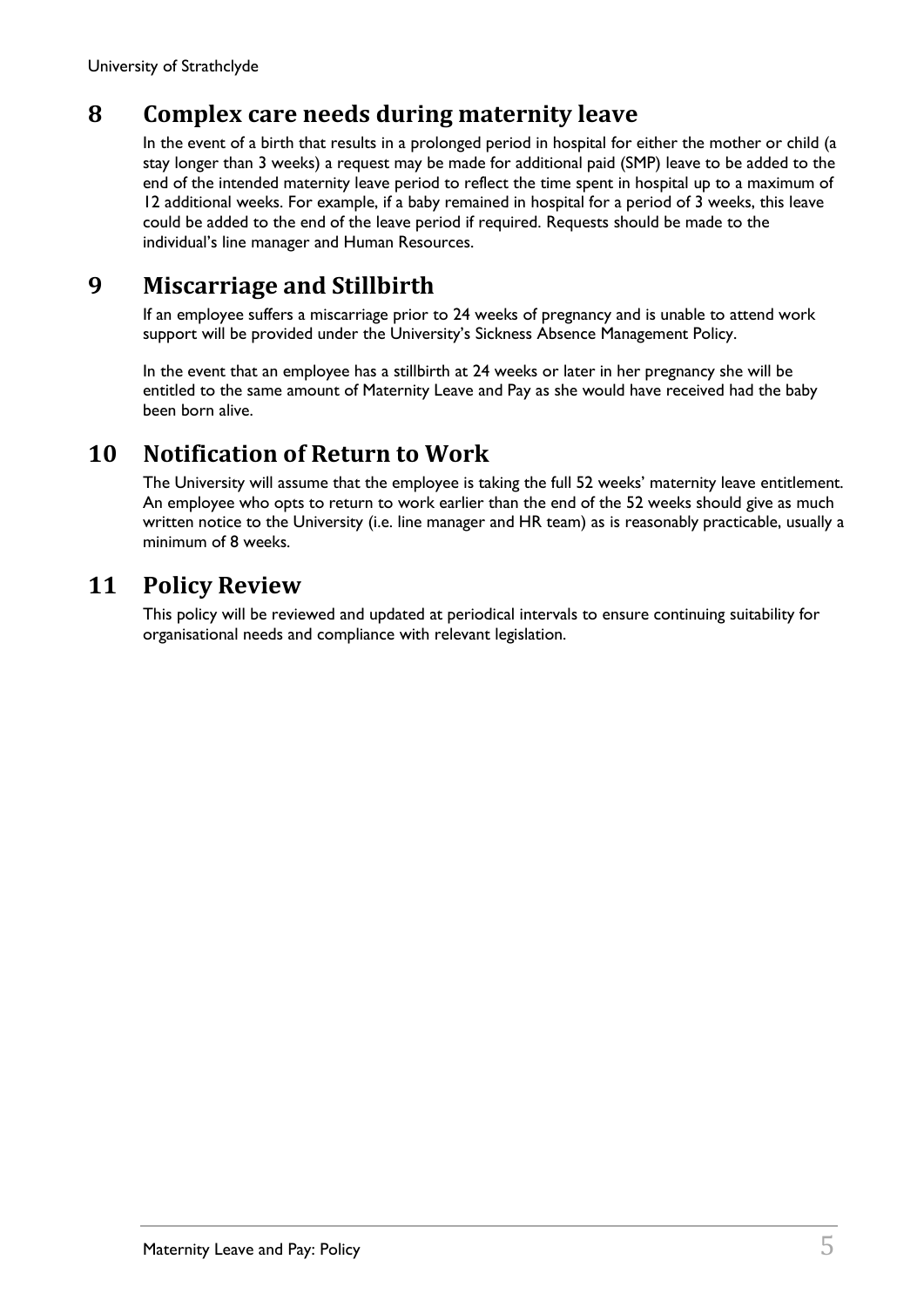## 8 Complex care needs during maternity leave

In the event of a birth that results in a prolonged period in hospital for either the mother or child (a stay longer than 3 weeks) a request may be made for additional paid (SMP) leave to be added to the end of the intended maternity leave period to reflect the time spent in hospital up to a maximum of 12 additional weeks. For example, if a baby remained in hospital for a period of 3 weeks, this leave could be added to the end of the leave period if required. Requests should be made to the individual's line manager and Human Resources.

## 9 Miscarriage and Stillbirth

If an employee suffers a miscarriage prior to 24 weeks of pregnancy and is unable to attend work support will be provided under the University's Sickness Absence Management Policy.

In the event that an employee has a stillbirth at 24 weeks or later in her pregnancy she will be entitled to the same amount of Maternity Leave and Pay as she would have received had the baby been born alive.

## 10 Notification of Return to Work

The University will assume that the employee is taking the full 52 weeks' maternity leave entitlement. An employee who opts to return to work earlier than the end of the 52 weeks should give as much written notice to the University (i.e. line manager and HR team) as is reasonably practicable, usually a minimum of 8 weeks.

## 11 Policy Review

This policy will be reviewed and updated at periodical intervals to ensure continuing suitability for organisational needs and compliance with relevant legislation.